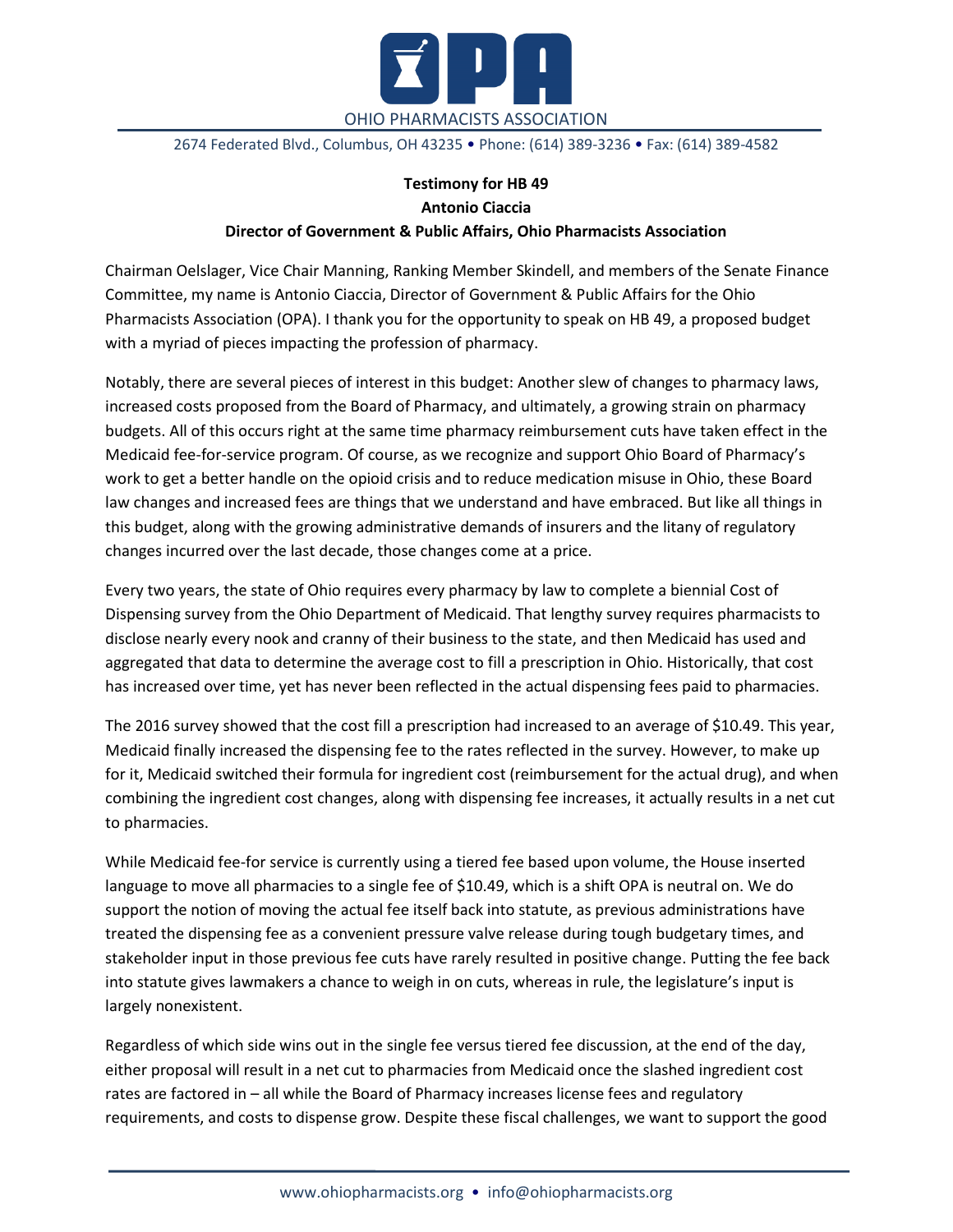OHIO PHARMACISTS ASSOCIATION

2674 Federated Blvd., Columbus, OH 43235 • Phone: (614) 389-3236 • Fax: (614) 389-4582

**Testimony for HB 49**
**Antonio Ciaccia**
**Director of Government & Public Affairs, Ohio Pharmacists Association**

Chairman Oelslager, Vice Chair Manning, Ranking Member Skindell, and members of the Senate Finance Committee, my name is Antonio Ciaccia, Director of Government & Public Affairs for the Ohio Pharmacists Association (OPA). I thank you for the opportunity to speak on HB 49, a proposed budget with a myriad of pieces impacting the profession of pharmacy.

Notably, there are several pieces of interest in this budget: Another slew of changes to pharmacy laws, increased costs proposed from the Board of Pharmacy, and ultimately, a growing strain on pharmacy budgets. All of this occurs right at the same time pharmacy reimbursement cuts have taken effect in the Medicaid fee-for-service program. Of course, as we recognize and support Ohio Board of Pharmacy's work to get a better handle on the opioid crisis and to reduce medication misuse in Ohio, these Board law changes and increased fees are things that we understand and have embraced. But like all things in this budget, along with the growing administrative demands of insurers and the litany of regulatory changes incurred over the last decade, those changes come at a price.

Every two years, the state of Ohio requires every pharmacy by law to complete a biennial Cost of Dispensing survey from the Ohio Department of Medicaid. That lengthy survey requires pharmacists to disclose nearly every nook and cranny of their business to the state, and then Medicaid has used and aggregated that data to determine the average cost to fill a prescription in Ohio. Historically, that cost has increased over time, yet has never been reflected in the actual dispensing fees paid to pharmacies.

The 2016 survey showed that the cost fill a prescription had increased to an average of $10.49. This year, Medicaid finally increased the dispensing fee to the rates reflected in the survey. However, to make up for it, Medicaid switched their formula for ingredient cost (reimbursement for the actual drug), and when combining the ingredient cost changes, along with dispensing fee increases, it actually results in a net cut to pharmacies.

While Medicaid fee-for service is currently using a tiered fee based upon volume, the House inserted language to move all pharmacies to a single fee of $10.49, which is a shift OPA is neutral on. We do support the notion of moving the actual fee itself back into statute, as previous administrations have treated the dispensing fee as a convenient pressure valve release during tough budgetary times, and stakeholder input in those previous fee cuts have rarely resulted in positive change. Putting the fee back into statute gives lawmakers a chance to weigh in on cuts, whereas in rule, the legislature's input is largely nonexistent.

Regardless of which side wins out in the single fee versus tiered fee discussion, at the end of the day, either proposal will result in a net cut to pharmacies from Medicaid once the slashed ingredient cost rates are factored in – all while the Board of Pharmacy increases license fees and regulatory requirements, and costs to dispense grow. Despite these fiscal challenges, we want to support the good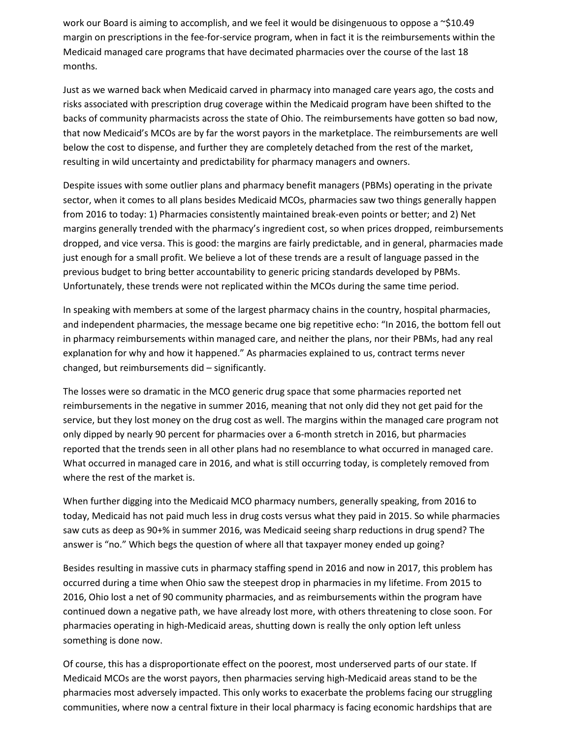work our Board is aiming to accomplish, and we feel it would be disingenuous to oppose a ~$10.49 margin on prescriptions in the fee-for-service program, when in fact it is the reimbursements within the Medicaid managed care programs that have decimated pharmacies over the course of the last 18 months.

Just as we warned back when Medicaid carved in pharmacy into managed care years ago, the costs and risks associated with prescription drug coverage within the Medicaid program have been shifted to the backs of community pharmacists across the state of Ohio. The reimbursements have gotten so bad now, that now Medicaid's MCOs are by far the worst payors in the marketplace. The reimbursements are well below the cost to dispense, and further they are completely detached from the rest of the market, resulting in wild uncertainty and predictability for pharmacy managers and owners.

Despite issues with some outlier plans and pharmacy benefit managers (PBMs) operating in the private sector, when it comes to all plans besides Medicaid MCOs, pharmacies saw two things generally happen from 2016 to today: 1) Pharmacies consistently maintained break-even points or better; and 2) Net margins generally trended with the pharmacy's ingredient cost, so when prices dropped, reimbursements dropped, and vice versa. This is good: the margins are fairly predictable, and in general, pharmacies made just enough for a small profit. We believe a lot of these trends are a result of language passed in the previous budget to bring better accountability to generic pricing standards developed by PBMs. Unfortunately, these trends were not replicated within the MCOs during the same time period.

In speaking with members at some of the largest pharmacy chains in the country, hospital pharmacies, and independent pharmacies, the message became one big repetitive echo: "In 2016, the bottom fell out in pharmacy reimbursements within managed care, and neither the plans, nor their PBMs, had any real explanation for why and how it happened." As pharmacies explained to us, contract terms never changed, but reimbursements did – significantly.

The losses were so dramatic in the MCO generic drug space that some pharmacies reported net reimbursements in the negative in summer 2016, meaning that not only did they not get paid for the service, but they lost money on the drug cost as well. The margins within the managed care program not only dipped by nearly 90 percent for pharmacies over a 6-month stretch in 2016, but pharmacies reported that the trends seen in all other plans had no resemblance to what occurred in managed care. What occurred in managed care in 2016, and what is still occurring today, is completely removed from where the rest of the market is.

When further digging into the Medicaid MCO pharmacy numbers, generally speaking, from 2016 to today, Medicaid has not paid much less in drug costs versus what they paid in 2015. So while pharmacies saw cuts as deep as 90+% in summer 2016, was Medicaid seeing sharp reductions in drug spend? The answer is "no." Which begs the question of where all that taxpayer money ended up going?

Besides resulting in massive cuts in pharmacy staffing spend in 2016 and now in 2017, this problem has occurred during a time when Ohio saw the steepest drop in pharmacies in my lifetime. From 2015 to 2016, Ohio lost a net of 90 community pharmacies, and as reimbursements within the program have continued down a negative path, we have already lost more, with others threatening to close soon. For pharmacies operating in high-Medicaid areas, shutting down is really the only option left unless something is done now.

Of course, this has a disproportionate effect on the poorest, most underserved parts of our state. If Medicaid MCOs are the worst payors, then pharmacies serving high-Medicaid areas stand to be the pharmacies most adversely impacted. This only works to exacerbate the problems facing our struggling communities, where now a central fixture in their local pharmacy is facing economic hardships that are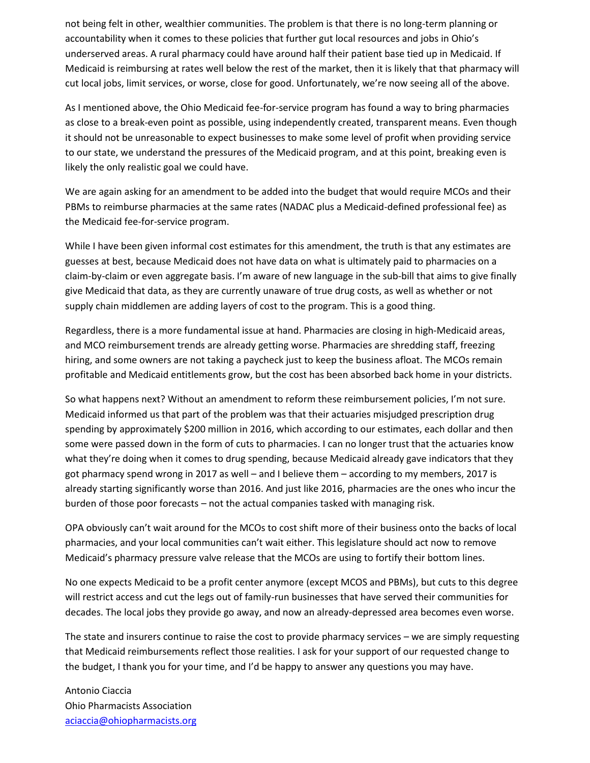not being felt in other, wealthier communities. The problem is that there is no long-term planning or accountability when it comes to these policies that further gut local resources and jobs in Ohio's underserved areas. A rural pharmacy could have around half their patient base tied up in Medicaid. If Medicaid is reimbursing at rates well below the rest of the market, then it is likely that that pharmacy will cut local jobs, limit services, or worse, close for good. Unfortunately, we're now seeing all of the above.

As I mentioned above, the Ohio Medicaid fee-for-service program has found a way to bring pharmacies as close to a break-even point as possible, using independently created, transparent means. Even though it should not be unreasonable to expect businesses to make some level of profit when providing service to our state, we understand the pressures of the Medicaid program, and at this point, breaking even is likely the only realistic goal we could have.

We are again asking for an amendment to be added into the budget that would require MCOs and their PBMs to reimburse pharmacies at the same rates (NADAC plus a Medicaid-defined professional fee) as the Medicaid fee-for-service program.

While I have been given informal cost estimates for this amendment, the truth is that any estimates are guesses at best, because Medicaid does not have data on what is ultimately paid to pharmacies on a claim-by-claim or even aggregate basis. I'm aware of new language in the sub-bill that aims to give finally give Medicaid that data, as they are currently unaware of true drug costs, as well as whether or not supply chain middlemen are adding layers of cost to the program. This is a good thing.

Regardless, there is a more fundamental issue at hand. Pharmacies are closing in high-Medicaid areas, and MCO reimbursement trends are already getting worse. Pharmacies are shredding staff, freezing hiring, and some owners are not taking a paycheck just to keep the business afloat. The MCOs remain profitable and Medicaid entitlements grow, but the cost has been absorbed back home in your districts.

So what happens next? Without an amendment to reform these reimbursement policies, I'm not sure. Medicaid informed us that part of the problem was that their actuaries misjudged prescription drug spending by approximately $200 million in 2016, which according to our estimates, each dollar and then some were passed down in the form of cuts to pharmacies. I can no longer trust that the actuaries know what they're doing when it comes to drug spending, because Medicaid already gave indicators that they got pharmacy spend wrong in 2017 as well – and I believe them – according to my members, 2017 is already starting significantly worse than 2016. And just like 2016, pharmacies are the ones who incur the burden of those poor forecasts – not the actual companies tasked with managing risk.

OPA obviously can't wait around for the MCOs to cost shift more of their business onto the backs of local pharmacies, and your local communities can't wait either. This legislature should act now to remove Medicaid's pharmacy pressure valve release that the MCOs are using to fortify their bottom lines.

No one expects Medicaid to be a profit center anymore (except MCOS and PBMs), but cuts to this degree will restrict access and cut the legs out of family-run businesses that have served their communities for decades. The local jobs they provide go away, and now an already-depressed area becomes even worse.

The state and insurers continue to raise the cost to provide pharmacy services – we are simply requesting that Medicaid reimbursements reflect those realities. I ask for your support of our requested change to the budget, I thank you for your time, and I'd be happy to answer any questions you may have.

Antonio Ciaccia
Ohio Pharmacists Association
aciaccia@ohiopharmacists.org